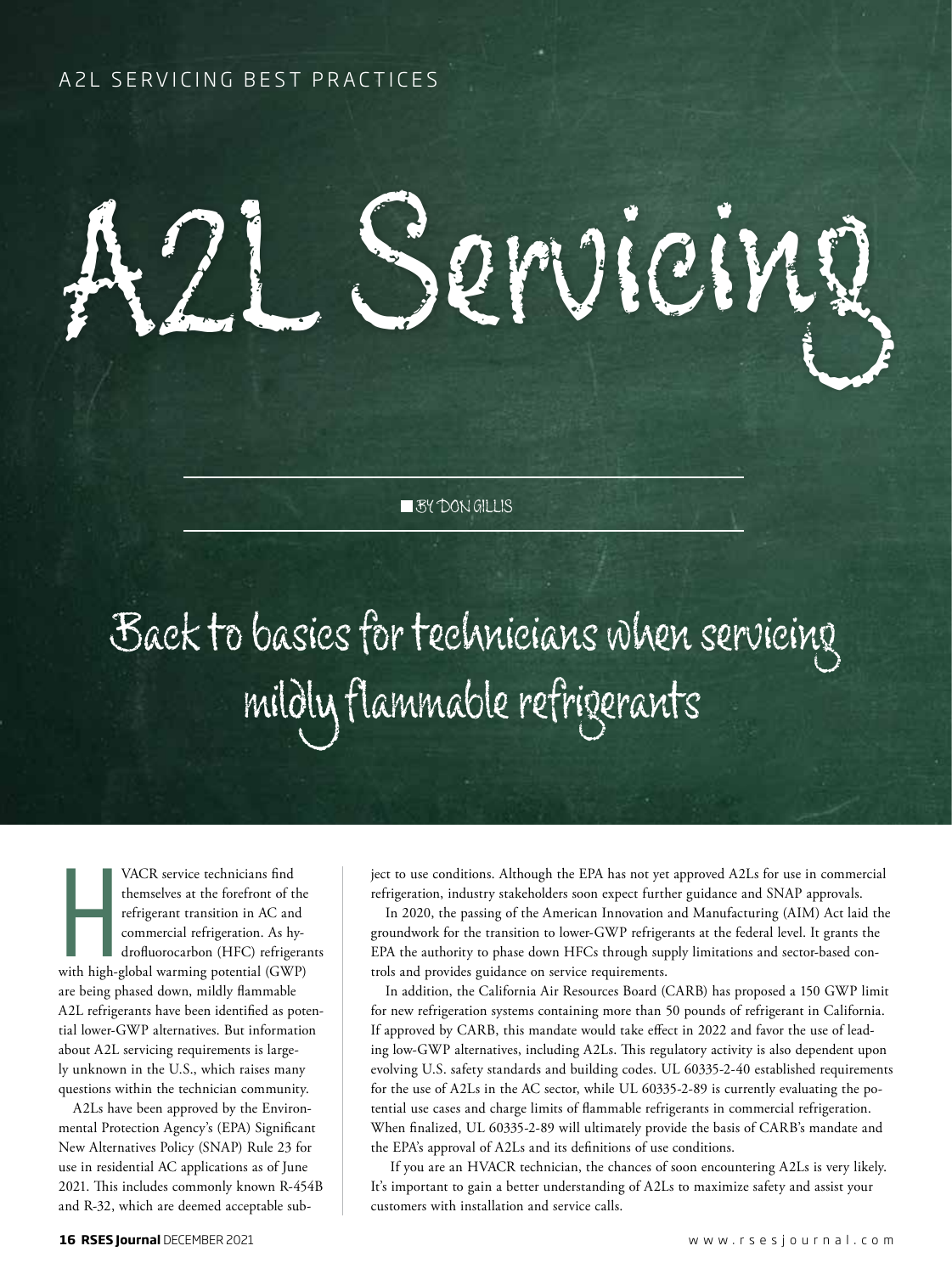A2L SERVICING BEST PRACTICES

# A2L Servicing

BY DON GILLIS

## Back to basics for technicians when servicing mildly flammable refrigerants

HVACR service technicians find themselves at the forefront of the refrigerant transition in AC and commercial refrigeration. As hydrofluorocarbon (HFC) refrigerants with high-global warming potential (GWP) are being phased down, mildly flammable A2L refrigerants have been identified as potential lower-GWP alternatives. But information about A2L servicing requirements is largely unknown in the U.S., which raises many questions within the technician community.

A2Ls have been approved by the Environmental Protection Agency's (EPA) Significant New Alternatives Policy (SNAP) Rule 23 for use in residential AC applications as of June 2021. This includes commonly known R-454B and R-32, which are deemed acceptable subject to use conditions. Although the EPA has not yet approved A2Ls for use in commercial refrigeration, industry stakeholders soon expect further guidance and SNAP approvals.

In 2020, the passing of the American Innovation and Manufacturing (AIM) Act laid the groundwork for the transition to lower-GWP refrigerants at the federal level. It grants the EPA the authority to phase down HFCs through supply limitations and sector-based controls and provides guidance on service requirements.

In addition, the California Air Resources Board (CARB) has proposed a 150 GWP limit for new refrigeration systems containing more than 50 pounds of refrigerant in California. If approved by CARB, this mandate would take effect in 2022 and favor the use of leading low-GWP alternatives, including A2Ls. This regulatory activity is also dependent upon evolving U.S. safety standards and building codes. UL 60335-2-40 established requirements for the use of A2Ls in the AC sector, while UL 60335-2-89 is currently evaluating the potential use cases and charge limits of flammable refrigerants in commercial refrigeration. When finalized, UL 60335-2-89 will ultimately provide the basis of CARB's mandate and the EPA's approval of A2Ls and its definitions of use conditions.

If you are an HVACR technician, the chances of soon encountering A2Ls is very likely. It's important to gain a better understanding of A2Ls to maximize safety and assist your customers with installation and service calls.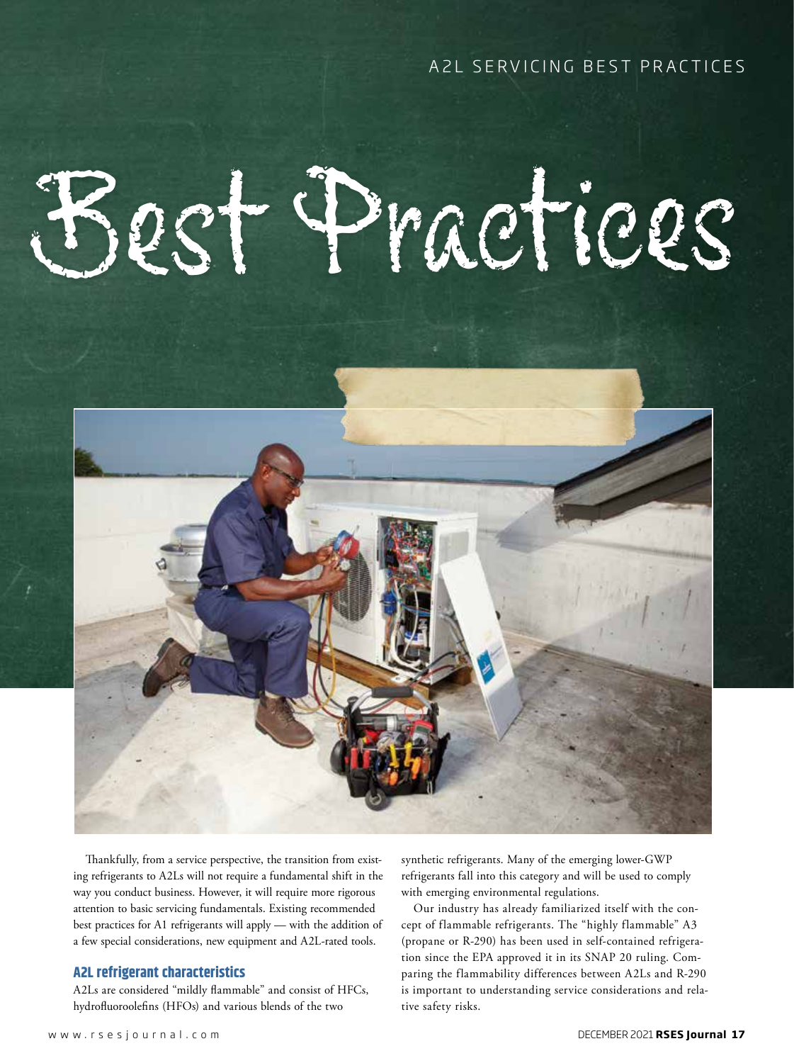# Best Practices

Thankfully, from a service perspective, the transition from existing refrigerants to A2Ls will not require a fundamental shift in the way you conduct business. However, it will require more rigorous attention to basic servicing fundamentals. Existing recommended best practices for A1 refrigerants will apply — with the addition of a few special considerations, new equipment and A2L-rated tools.

## A2L refrigerant characteristics

A2Ls are considered "mildly flammable" and consist of HFCs, hydrofluoroolefins (HFOs) and various blends of the two synthetic refrigerants. Many of the emerging lower-GWP refrigerants fall into this category and will be used to comply with emerging environmental regulations.

Our industry has already familiarized itself with the concept of flammable refrigerants. The "highly flammable" A3 (propane or R-290) has been used in self-contained refrigeration since the EPA approved it in its SNAP 20 ruling. Comparing the flammability differences between A2Ls and R-290 is important to understanding service considerations and relative safety risks.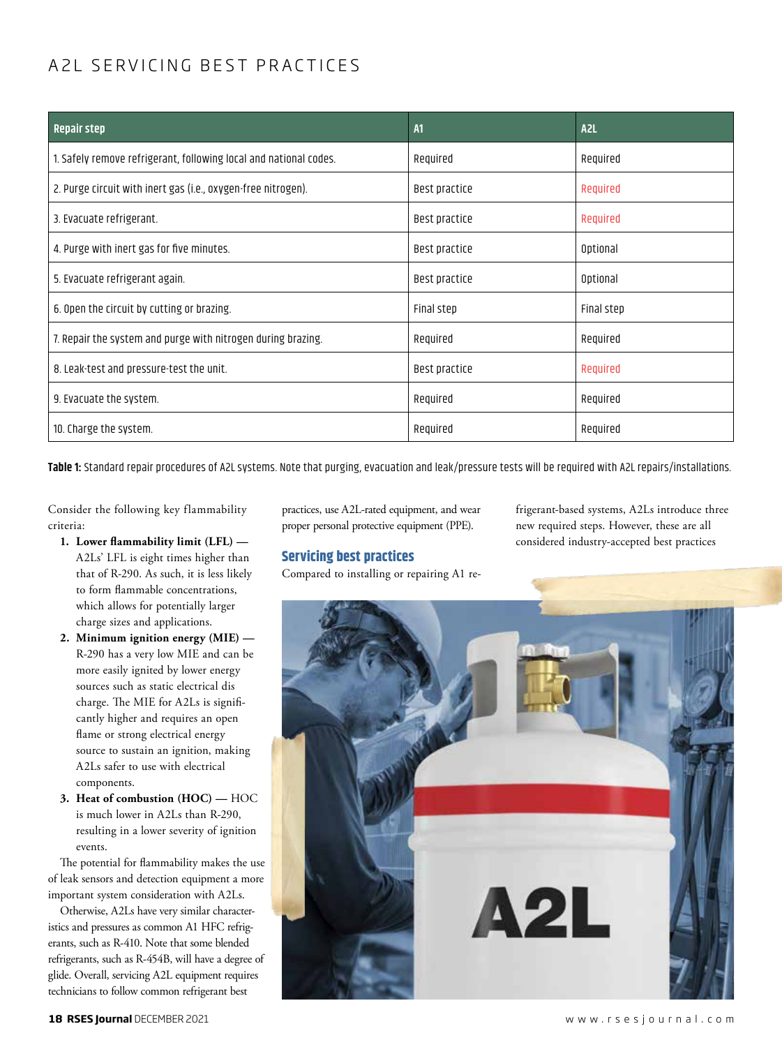# A2L SERVICING BEST PRACTICES

| Repair step | A1 | A2L |
|---|---|---|
| 1. Safely remove refrigerant, following local and national codes. | Required | Required |
| 2. Purge circuit with inert gas (i.e., oxygen-free nitrogen). | Best practice | Required |
| 3. Evacuate refrigerant. | Best practice | Required |
| 4. Purge with inert gas for five minutes. | Best practice | Optional |
| 5. Evacuate refrigerant again. | Best practice | Optional |
| 6. Open the circuit by cutting or brazing. | Final step | Final step |
| 7. Repair the system and purge with nitrogen during brazing. | Required | Required |
| 8. Leak-test and pressure-test the unit. | Best practice | Required |
| 9. Evacuate the system. | Required | Required |
| 10. Charge the system. | Required | Required |

**Table 1:** Standard repair procedures of A2L systems. Note that purging, evacuation and leak/pressure tests will be required with A2L repairs/installations.

Consider the following key flammability criteria:

1. **Lower flammability limit (LFL) —** A2Ls' LFL is eight times higher than that of R-290. As such, it is less likely to form flammable concentrations, which allows for potentially larger charge sizes and applications.
2. **Minimum ignition energy (MIE) —** R-290 has a very low MIE and can be more easily ignited by lower energy sources such as static electrical dis charge. The MIE for A2Ls is significantly higher and requires an open flame or strong electrical energy source to sustain an ignition, making A2Ls safer to use with electrical components.
3. **Heat of combustion (HOC) —** HOC is much lower in A2Ls than R-290, resulting in a lower severity of ignition events.

The potential for flammability makes the use of leak sensors and detection equipment a more important system consideration with A2Ls.

Otherwise, A2Ls have very similar characteristics and pressures as common A1 HFC refrigerants, such as R-410. Note that some blended refrigerants, such as R-454B, will have a degree of glide. Overall, servicing A2L equipment requires technicians to follow common refrigerant best practices, use A2L-rated equipment, and wear proper personal protective equipment (PPE).

## Servicing best practices

Compared to installing or repairing A1 refrigerant-based systems, A2Ls introduce three new required steps. However, these are all considered industry-accepted best practices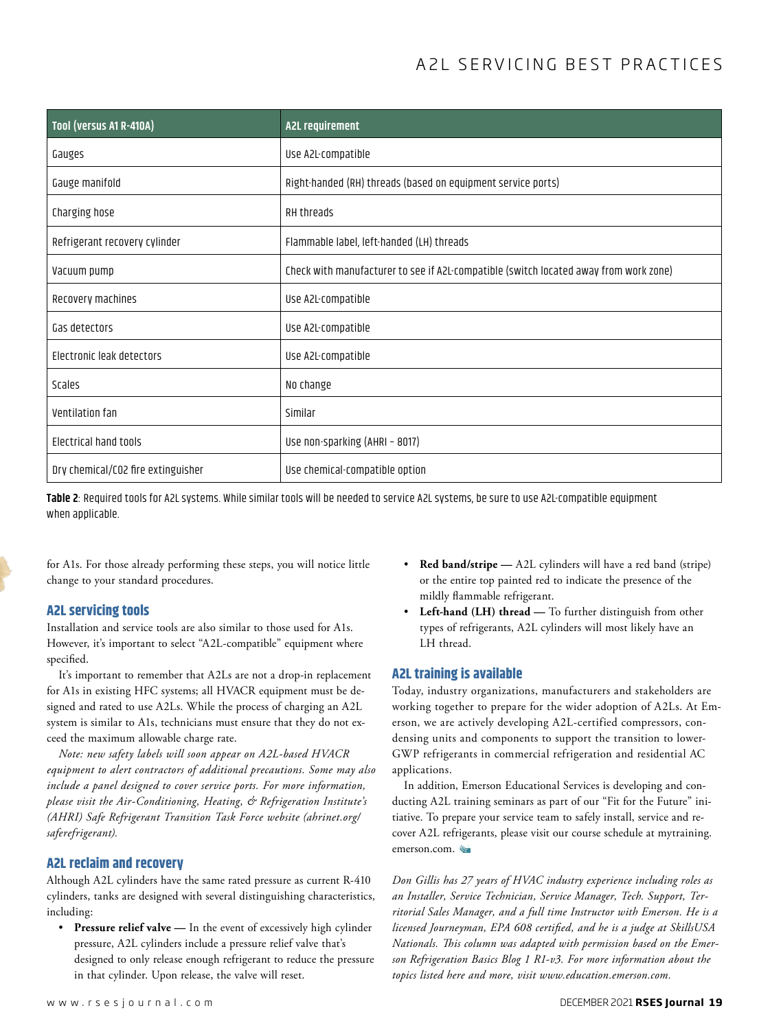| Tool (versus A1 R-410A) | A2L requirement |
|---|---|
| Gauges | Use A2L-compatible |
| Gauge manifold | Right-handed (RH) threads (based on equipment service ports) |
| Charging hose | RH threads |
| Refrigerant recovery cylinder | Flammable label, left-handed (LH) threads |
| Vacuum pump | Check with manufacturer to see if A2L-compatible (switch located away from work zone) |
| Recovery machines | Use A2L-compatible |
| Gas detectors | Use A2L-compatible |
| Electronic leak detectors | Use A2L-compatible |
| Scales | No change |
| Ventilation fan | Similar |
| Electrical hand tools | Use non-sparking (AHRI – 8017) |
| Dry chemical/CO2 fire extinguisher | Use chemical-compatible option |

**Table 2**: Required tools for A2L systems. While similar tools will be needed to service A2L systems, be sure to use A2L-compatible equipment when applicable.

for A1s. For those already performing these steps, you will notice little change to your standard procedures.

## A2L servicing tools

Installation and service tools are also similar to those used for A1s. However, it's important to select "A2L-compatible" equipment where specified.

It's important to remember that A2Ls are not a drop-in replacement for A1s in existing HFC systems; all HVACR equipment must be designed and rated to use A2Ls. While the process of charging an A2L system is similar to A1s, technicians must ensure that they do not exceed the maximum allowable charge rate.

*Note: new safety labels will soon appear on A2L-based HVACR equipment to alert contractors of additional precautions. Some may also include a panel designed to cover service ports. For more information, please visit the Air-Conditioning, Heating, & Refrigeration Institute's (AHRI) Safe Refrigerant Transition Task Force website (ahrinet.org/saferefrigerant).*

## A2L reclaim and recovery

Although A2L cylinders have the same rated pressure as current R-410 cylinders, tanks are designed with several distinguishing characteristics, including:

- **Pressure relief valve —** In the event of excessively high cylinder pressure, A2L cylinders include a pressure relief valve that's designed to only release enough refrigerant to reduce the pressure in that cylinder. Upon release, the valve will reset.
- **Red band/stripe —** A2L cylinders will have a red band (stripe) or the entire top painted red to indicate the presence of the mildly flammable refrigerant.
- **Left-hand (LH) thread —** To further distinguish from other types of refrigerants, A2L cylinders will most likely have an LH thread.

## A2L training is available

Today, industry organizations, manufacturers and stakeholders are working together to prepare for the wider adoption of A2Ls. At Emerson, we are actively developing A2L-certified compressors, condensing units and components to support the transition to lower-GWP refrigerants in commercial refrigeration and residential AC applications.

In addition, Emerson Educational Services is developing and conducting A2L training seminars as part of our "Fit for the Future" initiative. To prepare your service team to safely install, service and recover A2L refrigerants, please visit our course schedule at mytraining.emerson.com.

*Don Gillis has 27 years of HVAC industry experience including roles as an Installer, Service Technician, Service Manager, Tech. Support, Territorial Sales Manager, and a full time Instructor with Emerson. He is a licensed Journeyman, EPA 608 certified, and he is a judge at SkillsUSA Nationals. This column was adapted with permission based on the Emerson Refrigeration Basics Blog 1 R1-v3. For more information about the topics listed here and more, visit www.education.emerson.com.*